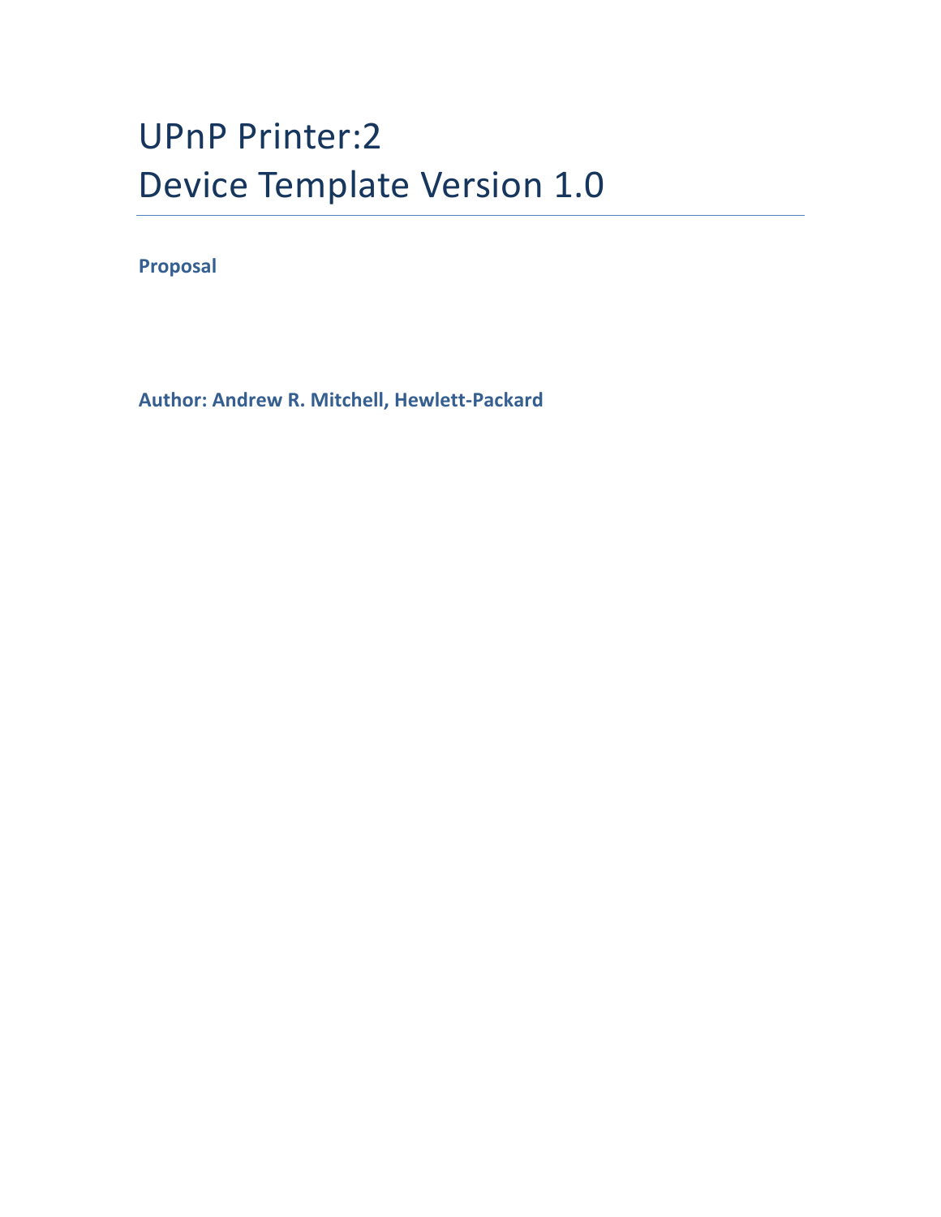# UPnP Printer:2
# Device Template Version 1.0

**Proposal**

**Author: Andrew R. Mitchell, Hewlett-Packard**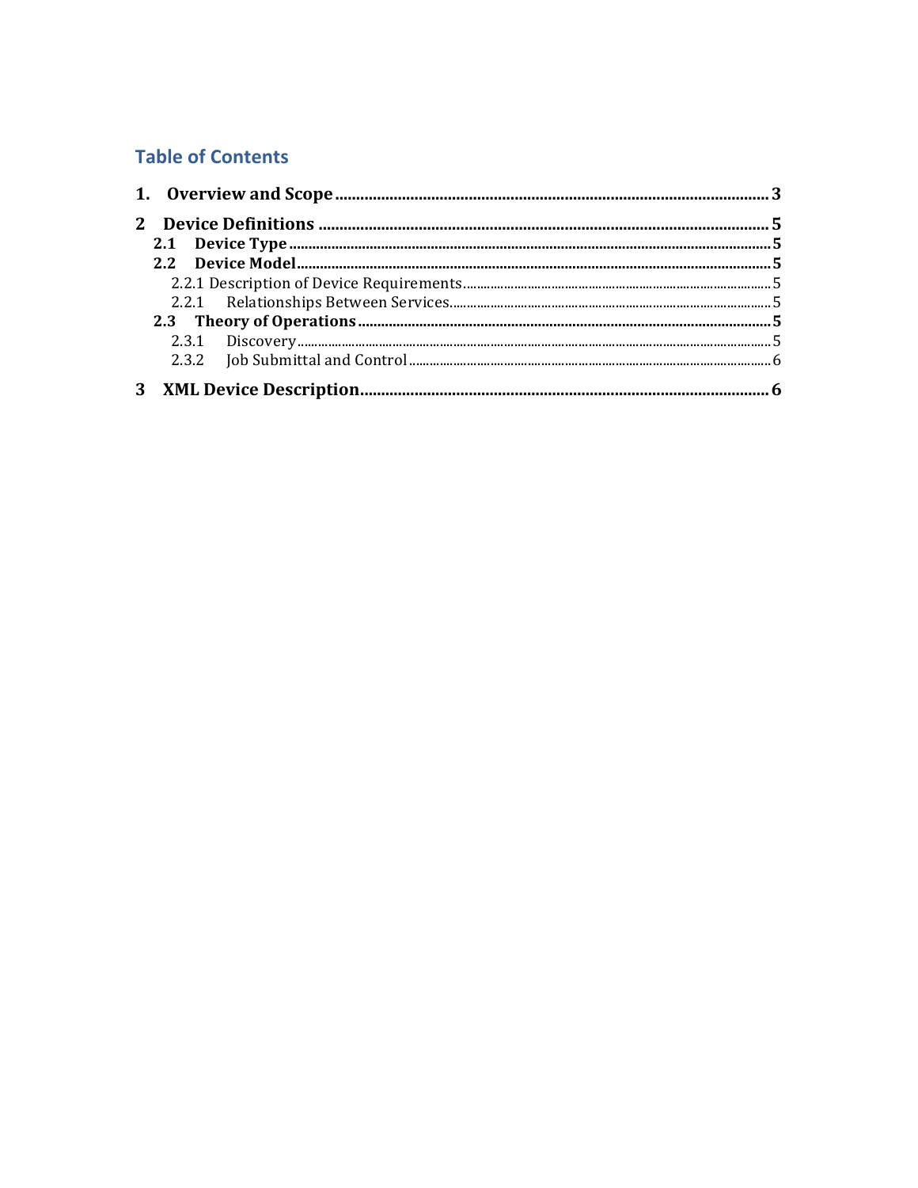## Table of Contents

**1. Overview and Scope** .......... **3**

**2 Device Definitions** .......... **5**

- **2.1 Device Type** .......... **5**
- **2.2 Device Model** .......... **5**
  - 2.2.1 Description of Device Requirements .......... 5
  - 2.2.1 Relationships Between Services .......... 5
- **2.3 Theory of Operations** .......... **5**
  - 2.3.1 Discovery .......... 5
  - 2.3.2 Job Submittal and Control .......... 6

**3 XML Device Description** .......... **6**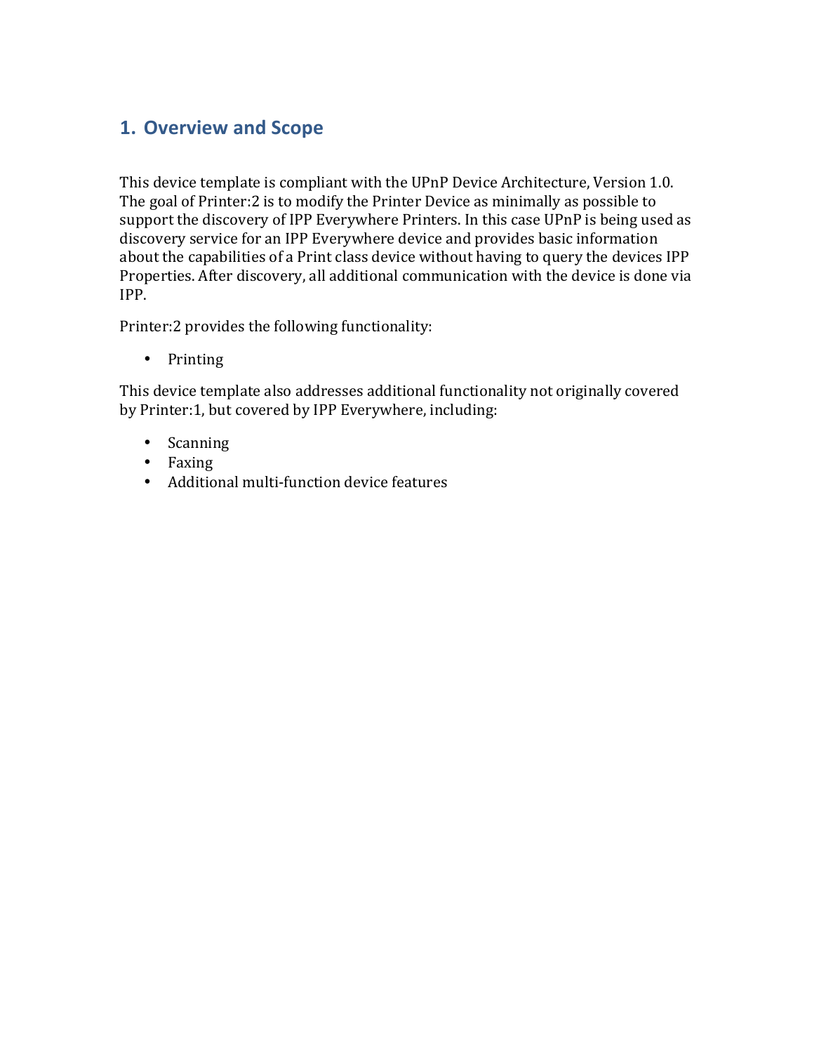# 1. Overview and Scope

This device template is compliant with the UPnP Device Architecture, Version 1.0. The goal of Printer:2 is to modify the Printer Device as minimally as possible to support the discovery of IPP Everywhere Printers. In this case UPnP is being used as discovery service for an IPP Everywhere device and provides basic information about the capabilities of a Print class device without having to query the devices IPP Properties. After discovery, all additional communication with the device is done via IPP.

Printer:2 provides the following functionality:

- Printing

This device template also addresses additional functionality not originally covered by Printer:1, but covered by IPP Everywhere, including:

- Scanning
- Faxing
- Additional multi-function device features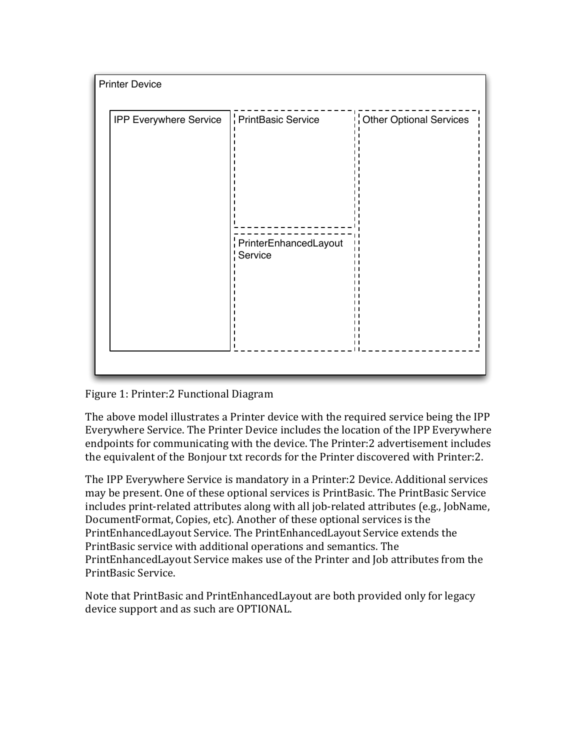Printer Device

IPP Everywhere Service

PrintBasic Service

PrinterEnhancedLayout Service

Other Optional Services

Figure 1: Printer:2 Functional Diagram

The above model illustrates a Printer device with the required service being the IPP Everywhere Service. The Printer Device includes the location of the IPP Everywhere endpoints for communicating with the device. The Printer:2 advertisement includes the equivalent of the Bonjour txt records for the Printer discovered with Printer:2.

The IPP Everywhere Service is mandatory in a Printer:2 Device. Additional services may be present. One of these optional services is PrintBasic. The PrintBasic Service includes print-related attributes along with all job-related attributes (e.g., JobName, DocumentFormat, Copies, etc). Another of these optional services is the PrintEnhancedLayout Service. The PrintEnhancedLayout Service extends the PrintBasic service with additional operations and semantics. The PrintEnhancedLayout Service makes use of the Printer and Job attributes from the PrintBasic Service.

Note that PrintBasic and PrintEnhancedLayout are both provided only for legacy device support and as such are OPTIONAL.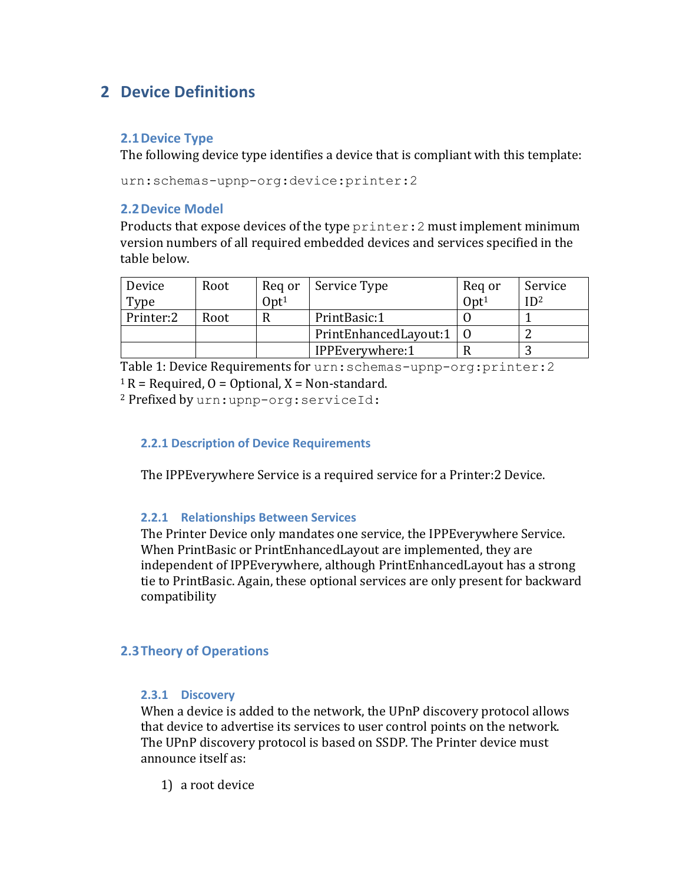# 2 Device Definitions

## 2.1 Device Type

The following device type identifies a device that is compliant with this template:

`urn:schemas-upnp-org:device:printer:2`

## 2.2 Device Model

Products that expose devices of the type `printer:2` must implement minimum version numbers of all required embedded devices and services specified in the table below.

| Device Type | Root | Req or Opt[1] | Service Type | Req or Opt[1] | Service ID[2] |
|---|---|---|---|---|---|
| Printer:2 | Root | R | PrintBasic:1 | O | 1 |
| | | | PrintEnhancedLayout:1 | O | 2 |
| | | | IPPEverywhere:1 | R | 3 |

Table 1: Device Requirements for `urn:schemas-upnp-org:printer:2`

[1] R = Required, O = Optional, X = Non-standard.

[2] Prefixed by `urn:upnp-org:serviceId:`

### 2.2.1 Description of Device Requirements

The IPPEverywhere Service is a required service for a Printer:2 Device.

### 2.2.1 Relationships Between Services

The Printer Device only mandates one service, the IPPEverywhere Service. When PrintBasic or PrintEnhancedLayout are implemented, they are independent of IPPEverywhere, although PrintEnhancedLayout has a strong tie to PrintBasic. Again, these optional services are only present for backward compatibility

## 2.3 Theory of Operations

### 2.3.1 Discovery

When a device is added to the network, the UPnP discovery protocol allows that device to advertise its services to user control points on the network. The UPnP discovery protocol is based on SSDP. The Printer device must announce itself as:

1) a root device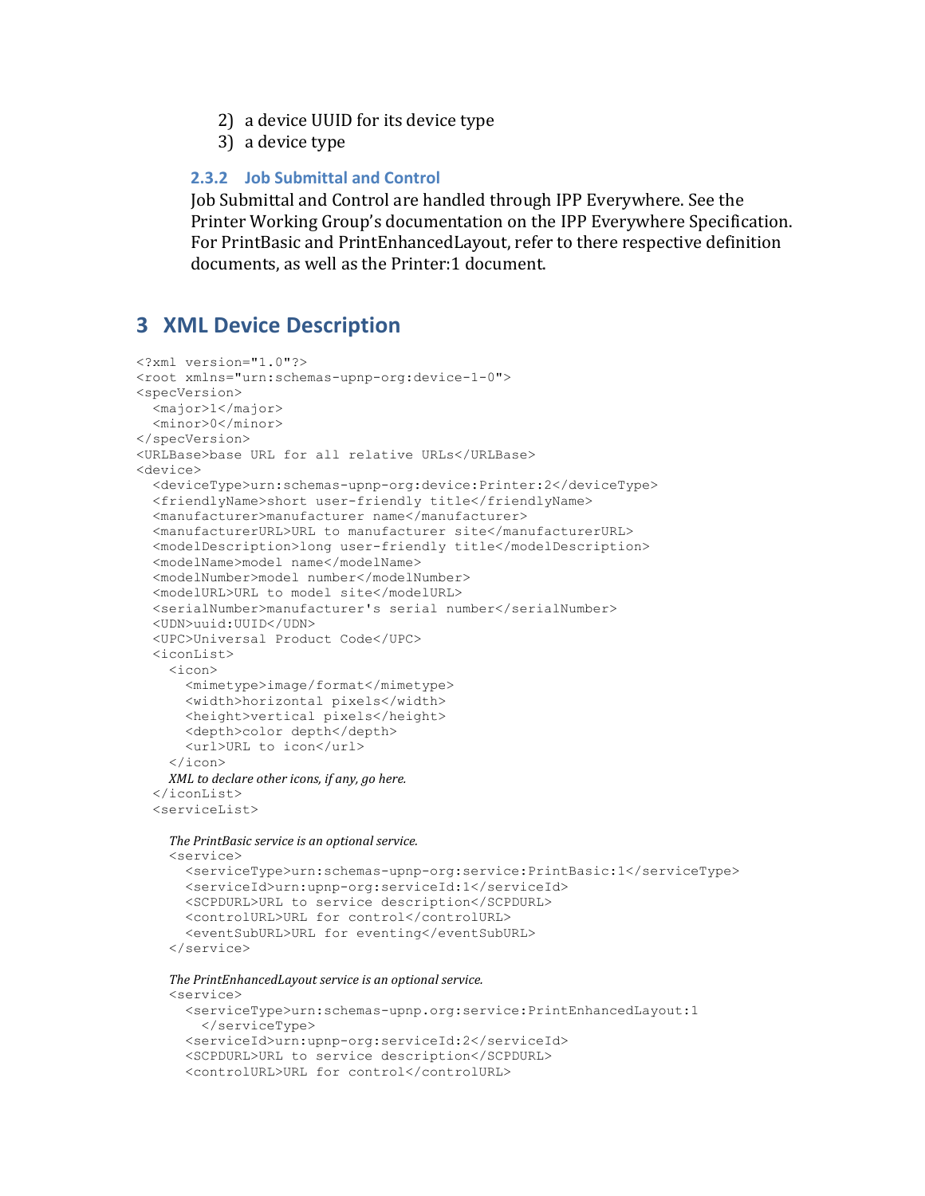2) a device UUID for its device type
3) a device type

### 2.3.2 Job Submittal and Control

Job Submittal and Control are handled through IPP Everywhere. See the Printer Working Group's documentation on the IPP Everywhere Specification. For PrintBasic and PrintEnhancedLayout, refer to there respective definition documents, as well as the Printer:1 document.

# 3 XML Device Description

```
<?xml version="1.0"?>
<root xmlns="urn:schemas-upnp-org:device-1-0">
<specVersion>
  <major>1</major>
  <minor>0</minor>
</specVersion>
<URLBase>base URL for all relative URLs</URLBase>
<device>
  <deviceType>urn:schemas-upnp-org:device:Printer:2</deviceType>
  <friendlyName>short user-friendly title</friendlyName>
  <manufacturer>manufacturer name</manufacturer>
  <manufacturerURL>URL to manufacturer site</manufacturerURL>
  <modelDescription>long user-friendly title</modelDescription>
  <modelName>model name</modelName>
  <modelNumber>model number</modelNumber>
  <modelURL>URL to model site</modelURL>
  <serialNumber>manufacturer's serial number</serialNumber>
  <UDN>uuid:UUID</UDN>
  <UPC>Universal Product Code</UPC>
  <iconList>
    <icon>
      <mimetype>image/format</mimetype>
      <width>horizontal pixels</width>
      <height>vertical pixels</height>
      <depth>color depth</depth>
      <url>URL to icon</url>
    </icon>
    XML to declare other icons, if any, go here.
  </iconList>
  <serviceList>

    The PrintBasic service is an optional service.
    <service>
      <serviceType>urn:schemas-upnp-org:service:PrintBasic:1</serviceType>
      <serviceId>urn:upnp-org:serviceId:1</serviceId>
      <SCPDURL>URL to service description</SCPDURL>
      <controlURL>URL for control</controlURL>
      <eventSubURL>URL for eventing</eventSubURL>
    </service>

    The PrintEnhancedLayout service is an optional service.
    <service>
      <serviceType>urn:schemas-upnp.org:service:PrintEnhancedLayout:1
        </serviceType>
      <serviceId>urn:upnp-org:serviceId:2</serviceId>
      <SCPDURL>URL to service description</SCPDURL>
      <controlURL>URL for control</controlURL>
```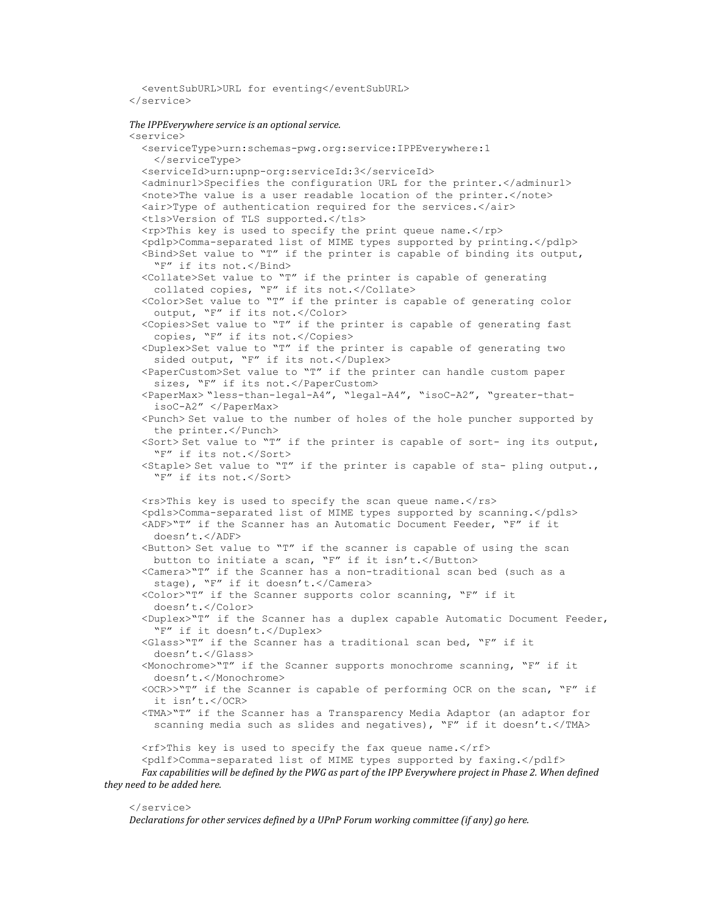```
    <eventSubURL>URL for eventing</eventSubURL>
  </service>
```

*The IPPEverywhere service is an optional service.*

```
  <service>
    <serviceType>urn:schemas-pwg.org:service:IPPEverywhere:1
      </serviceType>
    <serviceId>urn:upnp-org:serviceId:3</serviceId>
    <adminurl>Specifies the configuration URL for the printer.</adminurl>
    <note>The value is a user readable location of the printer.</note>
    <air>Type of authentication required for the services.</air>
    <tls>Version of TLS supported.</tls>
    <rp>This key is used to specify the print queue name.</rp>
    <pdlp>Comma-separated list of MIME types supported by printing.</pdlp>
    <Bind>Set value to "T" if the printer is capable of binding its output,
      "F" if its not.</Bind>
    <Collate>Set value to "T" if the printer is capable of generating
      collated copies, "F" if its not.</Collate>
    <Color>Set value to "T" if the printer is capable of generating color
      output, "F" if its not.</Color>
    <Copies>Set value to "T" if the printer is capable of generating fast
      copies, "F" if its not.</Copies>
    <Duplex>Set value to "T" if the printer is capable of generating two
      sided output, "F" if its not.</Duplex>
    <PaperCustom>Set value to "T" if the printer can handle custom paper
      sizes, "F" if its not.</PaperCustom>
    <PaperMax> "less-than-legal-A4", "legal-A4", "isoC-A2", "greater-that-
      isoC-A2" </PaperMax>
    <Punch> Set value to the number of holes of the hole puncher supported by
      the printer.</Punch>
    <Sort> Set value to "T" if the printer is capable of sort- ing its output,
      "F" if its not.</Sort>
    <Staple> Set value to "T" if the printer is capable of sta- pling output.,
      "F" if its not.</Sort>

    <rs>This key is used to specify the scan queue name.</rs>
    <pdls>Comma-separated list of MIME types supported by scanning.</pdls>
    <ADF>"T" if the Scanner has an Automatic Document Feeder, "F" if it
      doesn't.</ADF>
    <Button> Set value to "T" if the scanner is capable of using the scan
      button to initiate a scan, "F" if it isn't.</Button>
    <Camera>"T" if the Scanner has a non-traditional scan bed (such as a
      stage), "F" if it doesn't.</Camera>
    <Color>"T" if the Scanner supports color scanning, "F" if it
      doesn't.</Color>
    <Duplex>"T" if the Scanner has a duplex capable Automatic Document Feeder,
      "F" if it doesn't.</Duplex>
    <Glass>"T" if the Scanner has a traditional scan bed, "F" if it
      doesn't.</Glass>
    <Monochrome>"T" if the Scanner supports monochrome scanning, "F" if it
      doesn't.</Monochrome>
    <OCR>>"T" if the Scanner is capable of performing OCR on the scan, "F" if
      it isn't.</OCR>
    <TMA>"T" if the Scanner has a Transparency Media Adaptor (an adaptor for
      scanning media such as slides and negatives), "F" if it doesn't.</TMA>

    <rf>This key is used to specify the fax queue name.</rf>
    <pdlf>Comma-separated list of MIME types supported by faxing.</pdlf>
```

*Fax capabilities will be defined by the PWG as part of the IPP Everywhere project in Phase 2. When defined they need to be added here.*

```
  </service>
```

*Declarations for other services defined by a UPnP Forum working committee (if any) go here.*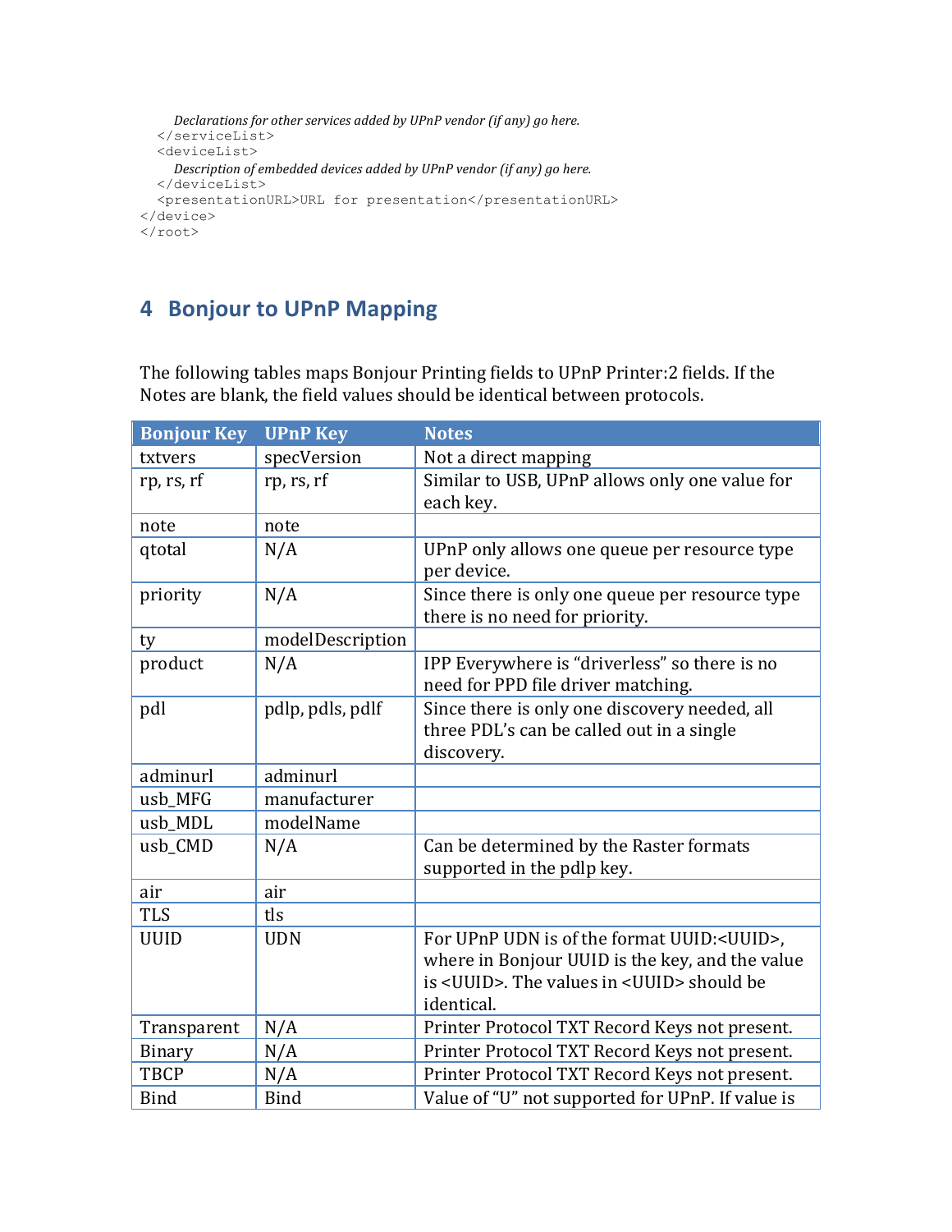```
      Declarations for other services added by UPnP vendor (if any) go here.
   </serviceList>
   <deviceList>
      Description of embedded devices added by UPnP vendor (if any) go here.
   </deviceList>
   <presentationURL>URL for presentation</presentationURL>
</device>
</root>
```

# 4 Bonjour to UPnP Mapping

The following tables maps Bonjour Printing fields to UPnP Printer:2 fields. If the Notes are blank, the field values should be identical between protocols.

| Bonjour Key | UPnP Key | Notes |
|---|---|---|
| txtvers | specVersion | Not a direct mapping |
| rp, rs, rf | rp, rs, rf | Similar to USB, UPnP allows only one value for each key. |
| note | note | |
| qtotal | N/A | UPnP only allows one queue per resource type per device. |
| priority | N/A | Since there is only one queue per resource type there is no need for priority. |
| ty | modelDescription | |
| product | N/A | IPP Everywhere is "driverless" so there is no need for PPD file driver matching. |
| pdl | pdlp, pdls, pdlf | Since there is only one discovery needed, all three PDL's can be called out in a single discovery. |
| adminurl | adminurl | |
| usb_MFG | manufacturer | |
| usb_MDL | modelName | |
| usb_CMD | N/A | Can be determined by the Raster formats supported in the pdlp key. |
| air | air | |
| TLS | tls | |
| UUID | UDN | For UPnP UDN is of the format UUID:<UUID>, where in Bonjour UUID is the key, and the value is <UUID>. The values in <UUID> should be identical. |
| Transparent | N/A | Printer Protocol TXT Record Keys not present. |
| Binary | N/A | Printer Protocol TXT Record Keys not present. |
| TBCP | N/A | Printer Protocol TXT Record Keys not present. |
| Bind | Bind | Value of "U" not supported for UPnP. If value is |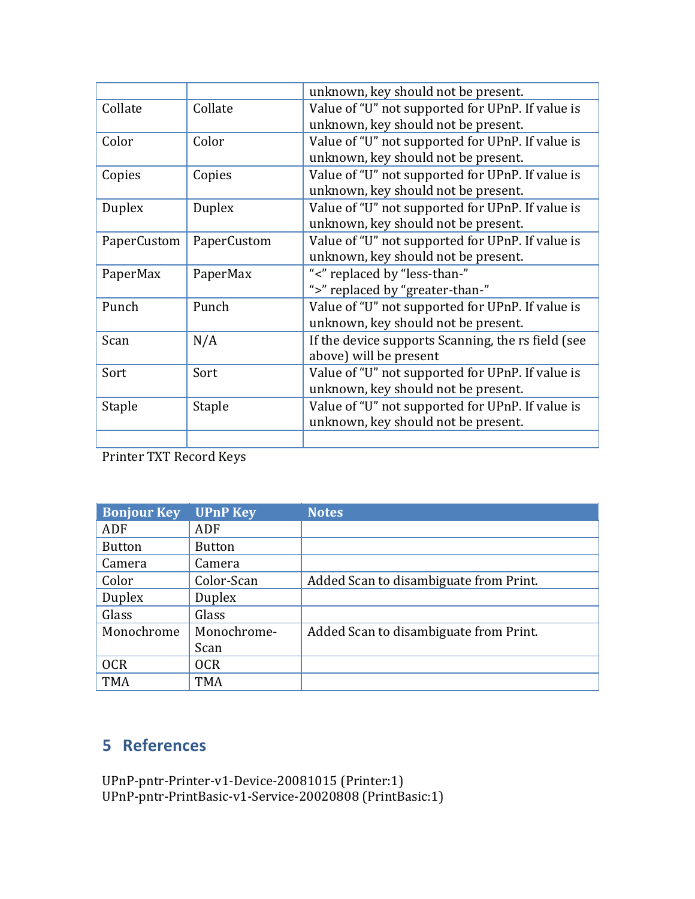| | | |
|---|---|---|
| | | unknown, key should not be present. |
| Collate | Collate | Value of "U" not supported for UPnP. If value is unknown, key should not be present. |
| Color | Color | Value of "U" not supported for UPnP. If value is unknown, key should not be present. |
| Copies | Copies | Value of "U" not supported for UPnP. If value is unknown, key should not be present. |
| Duplex | Duplex | Value of "U" not supported for UPnP. If value is unknown, key should not be present. |
| PaperCustom | PaperCustom | Value of "U" not supported for UPnP. If value is unknown, key should not be present. |
| PaperMax | PaperMax | "<" replaced by "less-than-" ">" replaced by "greater-than-" |
| Punch | Punch | Value of "U" not supported for UPnP. If value is unknown, key should not be present. |
| Scan | N/A | If the device supports Scanning, the rs field (see above) will be present |
| Sort | Sort | Value of "U" not supported for UPnP. If value is unknown, key should not be present. |
| Staple | Staple | Value of "U" not supported for UPnP. If value is unknown, key should not be present. |
| | | |

Printer TXT Record Keys

| Bonjour Key | UPnP Key | Notes |
|---|---|---|
| ADF | ADF | |
| Button | Button | |
| Camera | Camera | |
| Color | Color-Scan | Added Scan to disambiguate from Print. |
| Duplex | Duplex | |
| Glass | Glass | |
| Monochrome | Monochrome-Scan | Added Scan to disambiguate from Print. |
| OCR | OCR | |
| TMA | TMA | |

# 5 References

UPnP-pntr-Printer-v1-Device-20081015 (Printer:1)
UPnP-pntr-PrintBasic-v1-Service-20020808 (PrintBasic:1)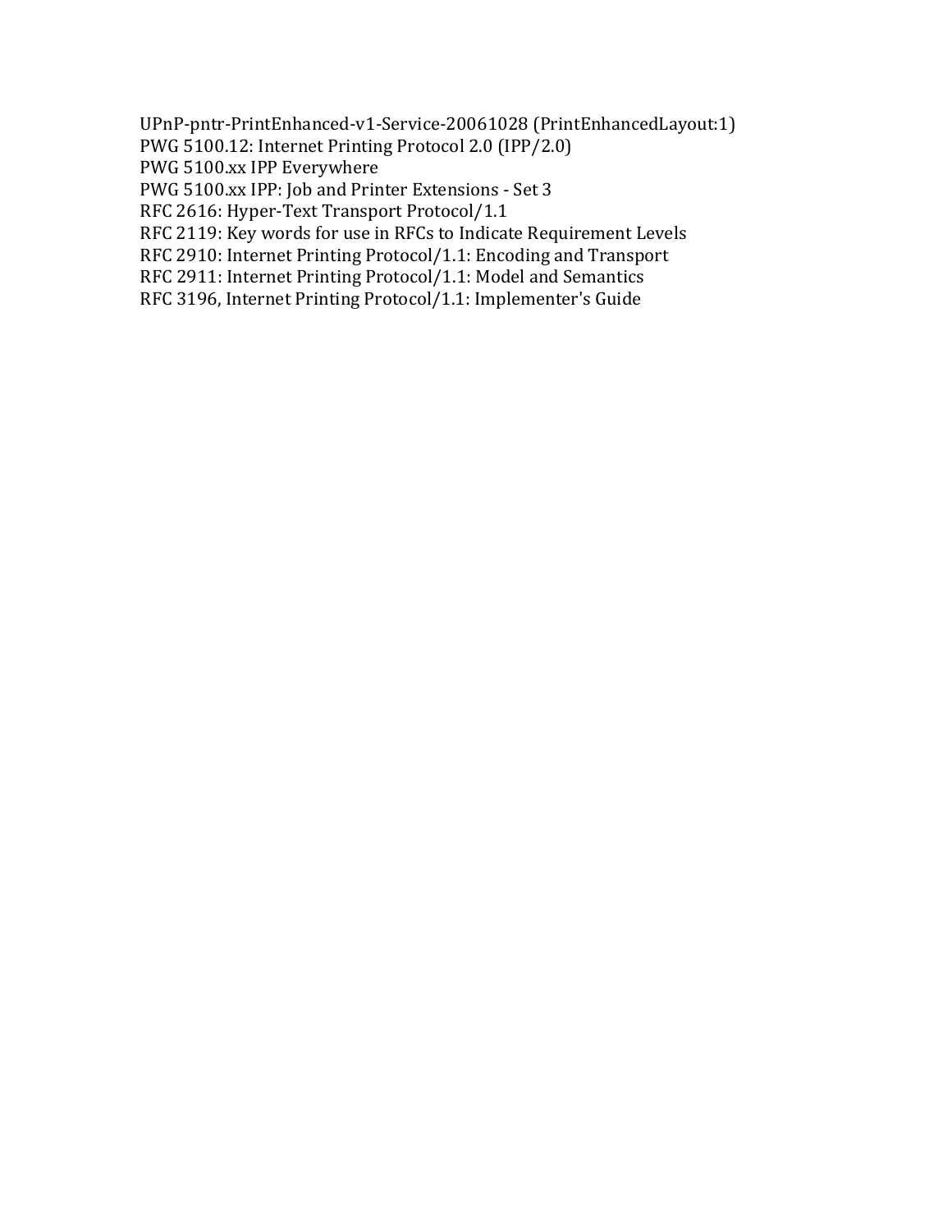UPnP-pntr-PrintEnhanced-v1-Service-20061028 (PrintEnhancedLayout:1)
PWG 5100.12: Internet Printing Protocol 2.0 (IPP/2.0)
PWG 5100.xx IPP Everywhere
PWG 5100.xx IPP: Job and Printer Extensions - Set 3
RFC 2616: Hyper-Text Transport Protocol/1.1
RFC 2119: Key words for use in RFCs to Indicate Requirement Levels
RFC 2910: Internet Printing Protocol/1.1: Encoding and Transport
RFC 2911: Internet Printing Protocol/1.1: Model and Semantics
RFC 3196, Internet Printing Protocol/1.1: Implementer's Guide